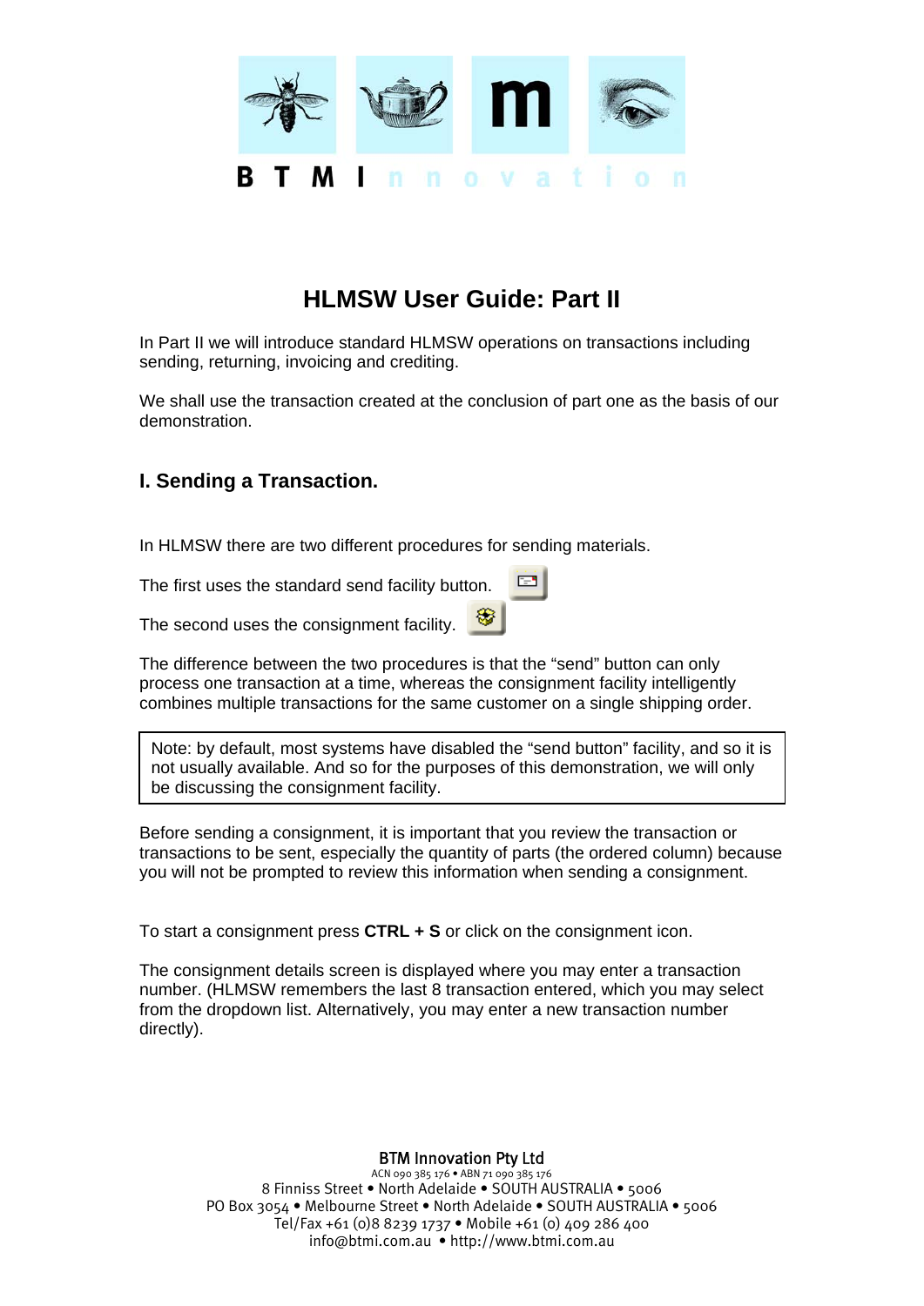B T M Innovation

# HLMSW User Guide: Part II

In Part II we will introduce standard HLMSW operations on transactions including sending, returning, invoicing and crediting.

We shall use the transaction created at the conclusion of part one as the basis of our demonstration.

## I. Sending a Transaction.

In HLMSW there are two different procedures for sending materials.

The first uses the standard send facility button.

The second uses the consignment facility.

The difference between the two procedures is that the "send" button can only process one transaction at a time, whereas the consignment facility intelligently combines multiple transactions for the same customer on a single shipping order.

> Note: by default, most systems have disabled the "send button" facility, and so it is not usually available. And so for the purposes of this demonstration, we will only be discussing the consignment facility.

Before sending a consignment, it is important that you review the transaction or transactions to be sent, especially the quantity of parts (the ordered column) because you will not be prompted to review this information when sending a consignment.

To start a consignment press **CTRL + S** or click on the consignment icon.

The consignment details screen is displayed where you may enter a transaction number. (HLMSW remembers the last 8 transaction entered, which you may select from the dropdown list. Alternatively, you may enter a new transaction number directly).

BTM Innovation Pty Ltd
ACN 090 385 176 • ABN 71 090 385 176
8 Finniss Street • North Adelaide • SOUTH AUSTRALIA • 5006
PO Box 3054 • Melbourne Street • North Adelaide • SOUTH AUSTRALIA • 5006
Tel/Fax +61 (0)8 8239 1737 • Mobile +61 (0) 409 286 400
info@btmi.com.au • http://www.btmi.com.au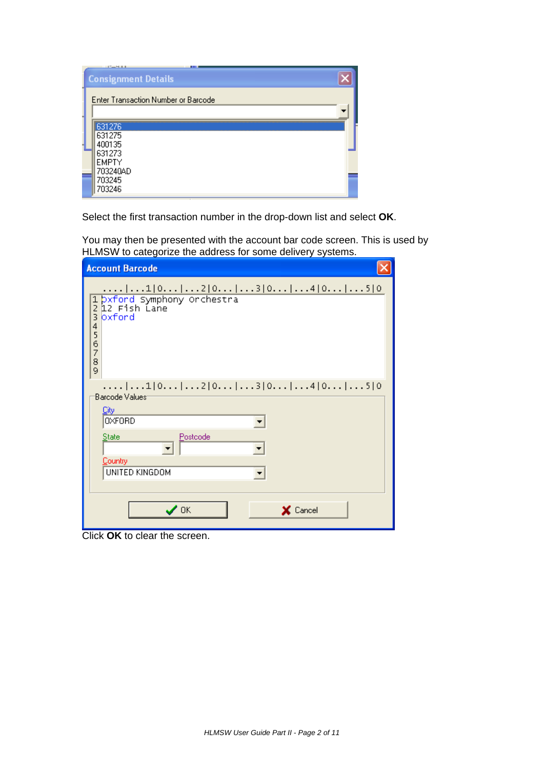Consignment Details

Enter Transaction Number or Barcode

631276
631275
400135
631273
EMPTY
703240AD
703245
703246

Select the first transaction number in the drop-down list and select **OK**.

You may then be presented with the account bar code screen. This is used by HLMSW to categorize the address for some delivery systems.

Account Barcode

```
1 oxford Symphony Orchestra
2 12 Fish Lane
3 oxford
4
5
6
7
8
9
```

Barcode Values

City: OXFORD

State:

Postcode:

Country: UNITED KINGDOM

OK | Cancel

Click **OK** to clear the screen.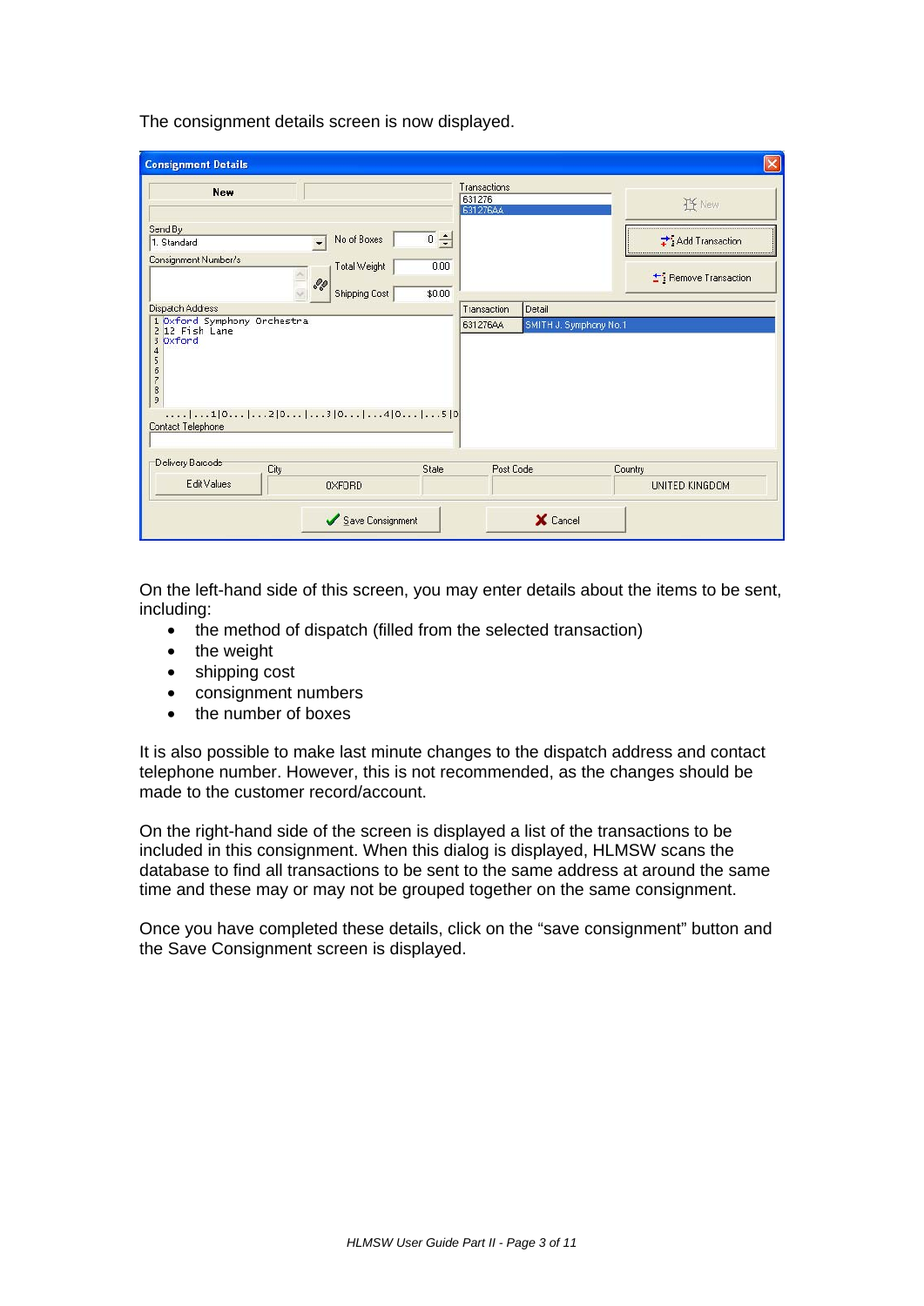The consignment details screen is now displayed.

On the left-hand side of this screen, you may enter details about the items to be sent, including:

- the method of dispatch (filled from the selected transaction)
- the weight
- shipping cost
- consignment numbers
- the number of boxes

It is also possible to make last minute changes to the dispatch address and contact telephone number. However, this is not recommended, as the changes should be made to the customer record/account.

On the right-hand side of the screen is displayed a list of the transactions to be included in this consignment. When this dialog is displayed, HLMSW scans the database to find all transactions to be sent to the same address at around the same time and these may or may not be grouped together on the same consignment.

Once you have completed these details, click on the "save consignment" button and the Save Consignment screen is displayed.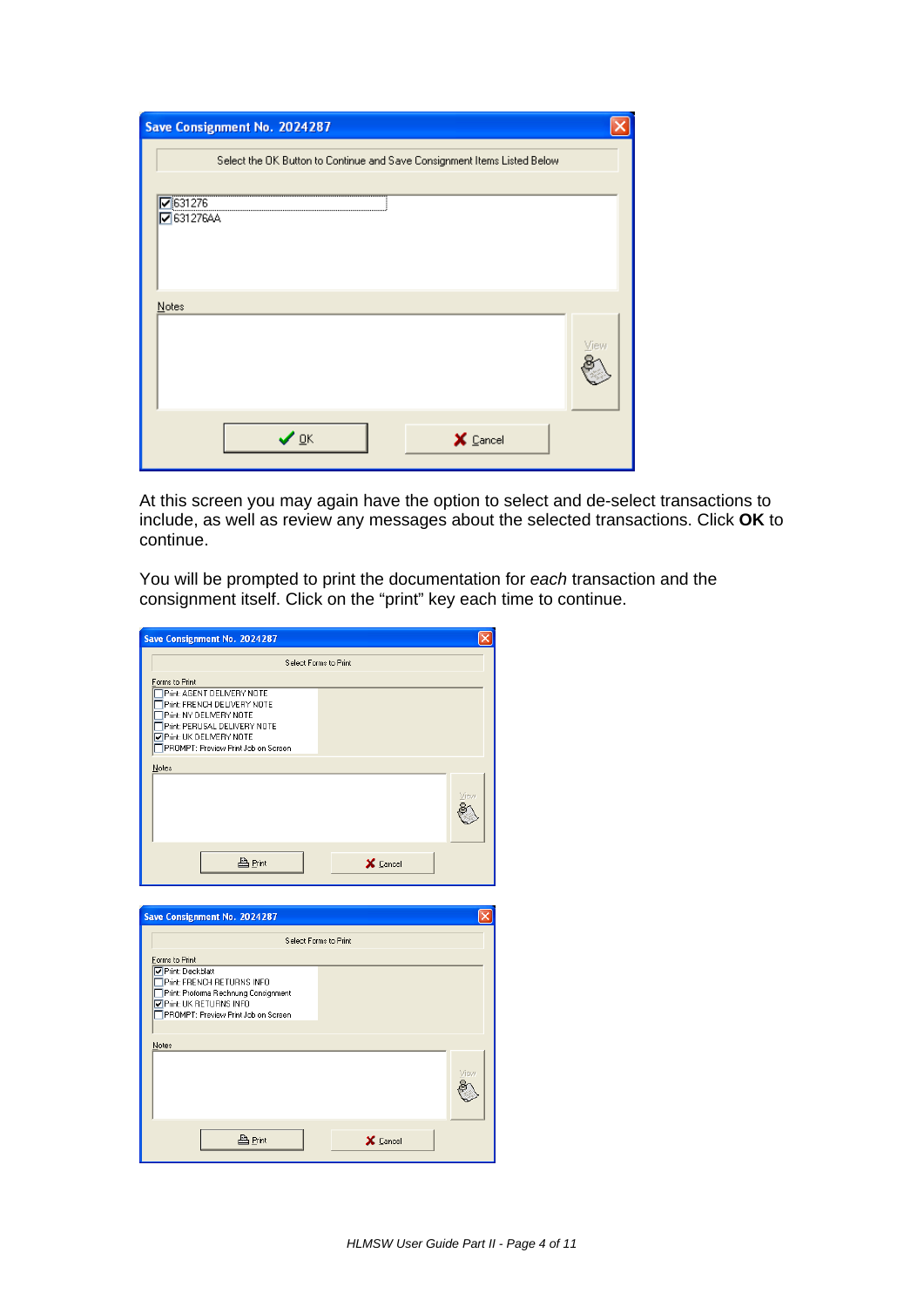At this screen you may again have the option to select and de-select transactions to include, as well as review any messages about the selected transactions. Click **OK** to continue.

You will be prompted to print the documentation for *each* transaction and the consignment itself. Click on the “print” key each time to continue.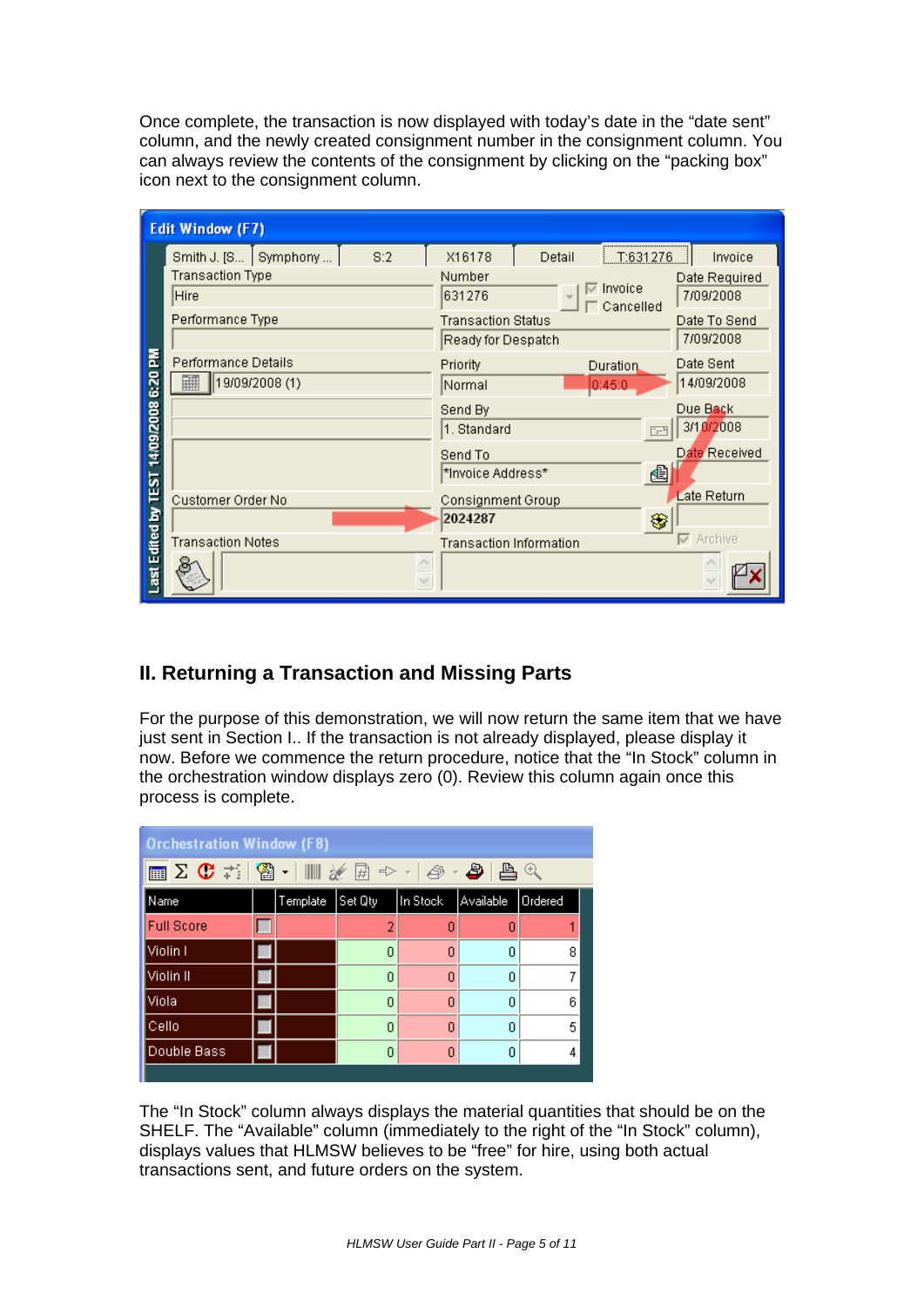Once complete, the transaction is now displayed with today's date in the "date sent" column, and the newly created consignment number in the consignment column. You can always review the contents of the consignment by clicking on the "packing box" icon next to the consignment column.

## II. Returning a Transaction and Missing Parts

For the purpose of this demonstration, we will now return the same item that we have just sent in Section I.. If the transaction is not already displayed, please display it now. Before we commence the return procedure, notice that the "In Stock" column in the orchestration window displays zero (0). Review this column again once this process is complete.

| Name | | Template | Set Qty | In Stock | Available | Ordered |
|---|---|---|---|---|---|---|
| Full Score | | | 2 | 0 | 0 | 1 |
| Violin I | | | 0 | 0 | 0 | 8 |
| Violin II | | | 0 | 0 | 0 | 7 |
| Viola | | | 0 | 0 | 0 | 6 |
| Cello | | | 0 | 0 | 0 | 5 |
| Double Bass | | | 0 | 0 | 0 | 4 |

The "In Stock" column always displays the material quantities that should be on the SHELF. The "Available" column (immediately to the right of the "In Stock" column), displays values that HLMSW believes to be "free" for hire, using both actual transactions sent, and future orders on the system.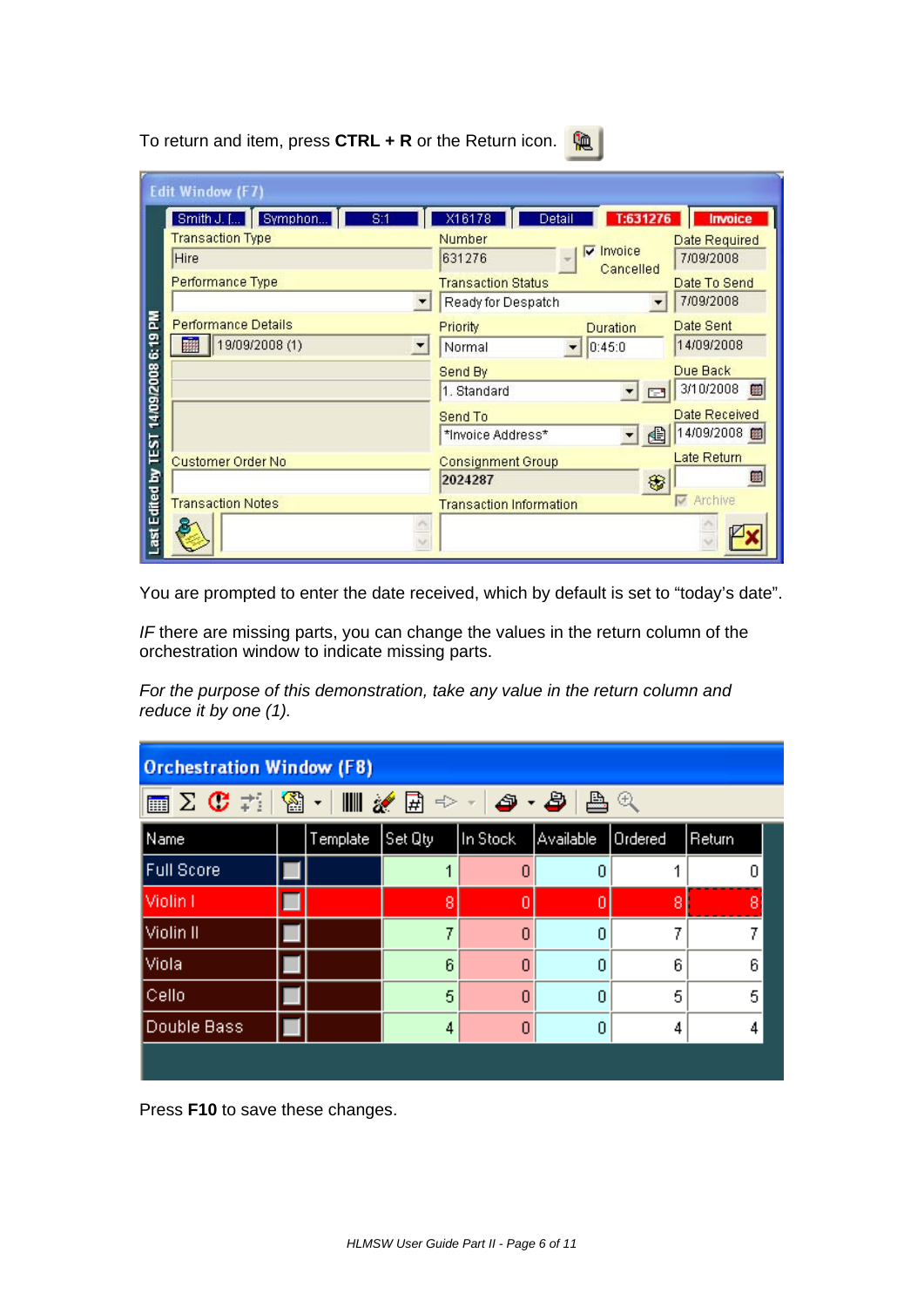To return and item, press **CTRL + R** or the Return icon.

You are prompted to enter the date received, which by default is set to “today’s date”.

*IF* there are missing parts, you can change the values in the return column of the orchestration window to indicate missing parts.

*For the purpose of this demonstration, take any value in the return column and reduce it by one (1).*

Press **F10** to save these changes.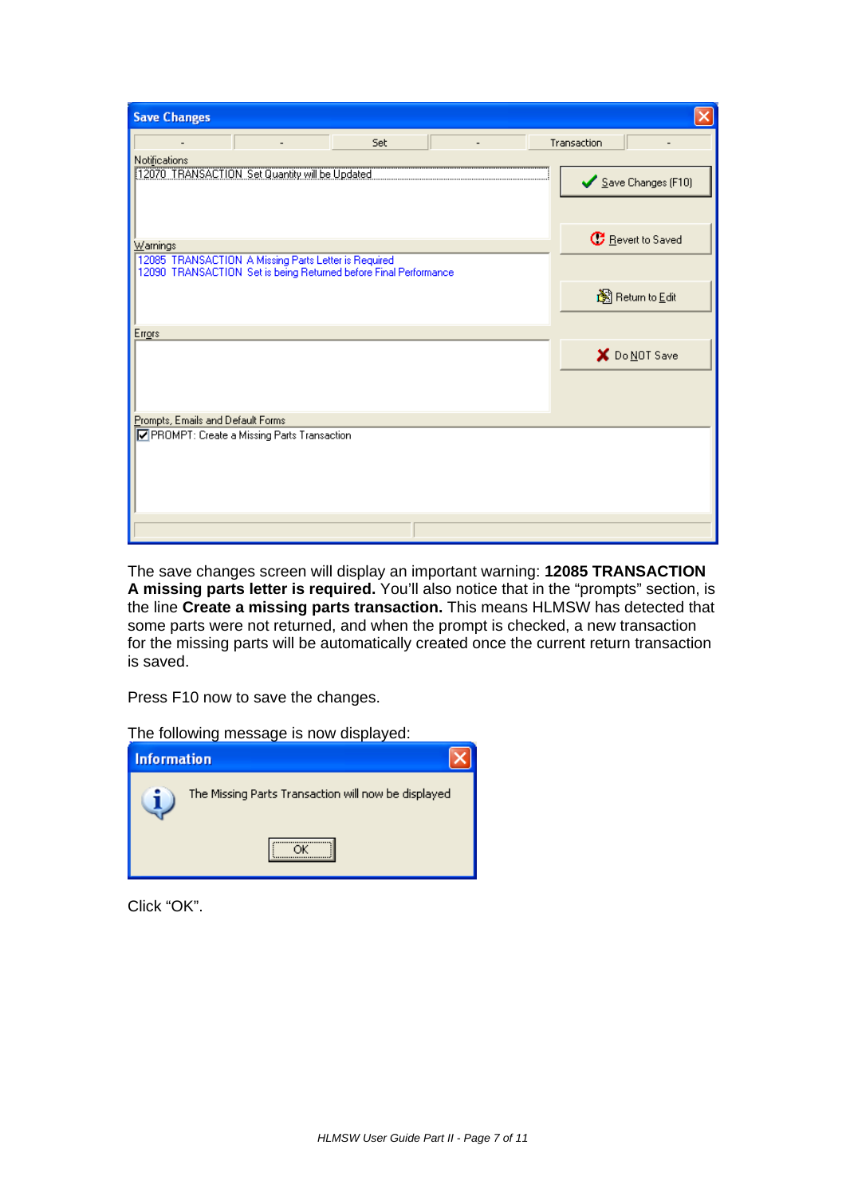The save changes screen will display an important warning: **12085 TRANSACTION A missing parts letter is required.** You'll also notice that in the "prompts" section, is the line **Create a missing parts transaction.** This means HLMSW has detected that some parts were not returned, and when the prompt is checked, a new transaction for the missing parts will be automatically created once the current return transaction is saved.

Press F10 now to save the changes.

The following message is now displayed:

Click "OK".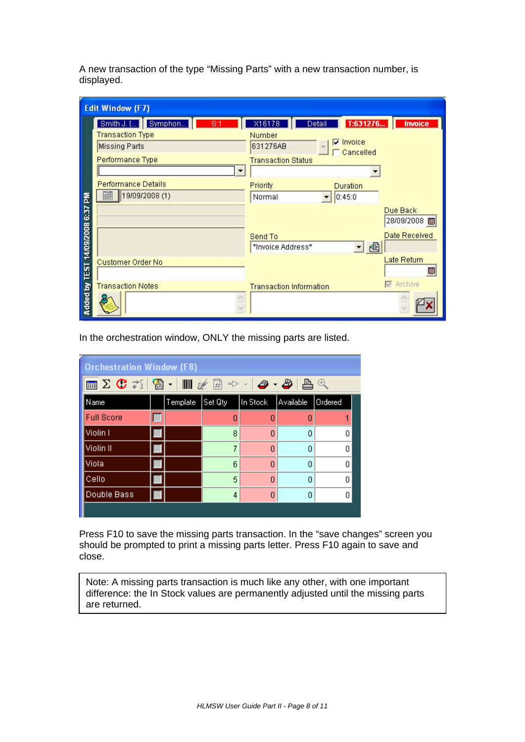A new transaction of the type “Missing Parts” with a new transaction number, is displayed.

In the orchestration window, ONLY the missing parts are listed.

Press F10 to save the missing parts transaction. In the “save changes” screen you should be prompted to print a missing parts letter. Press F10 again to save and close.

> Note: A missing parts transaction is much like any other, with one important difference: the In Stock values are permanently adjusted until the missing parts are returned.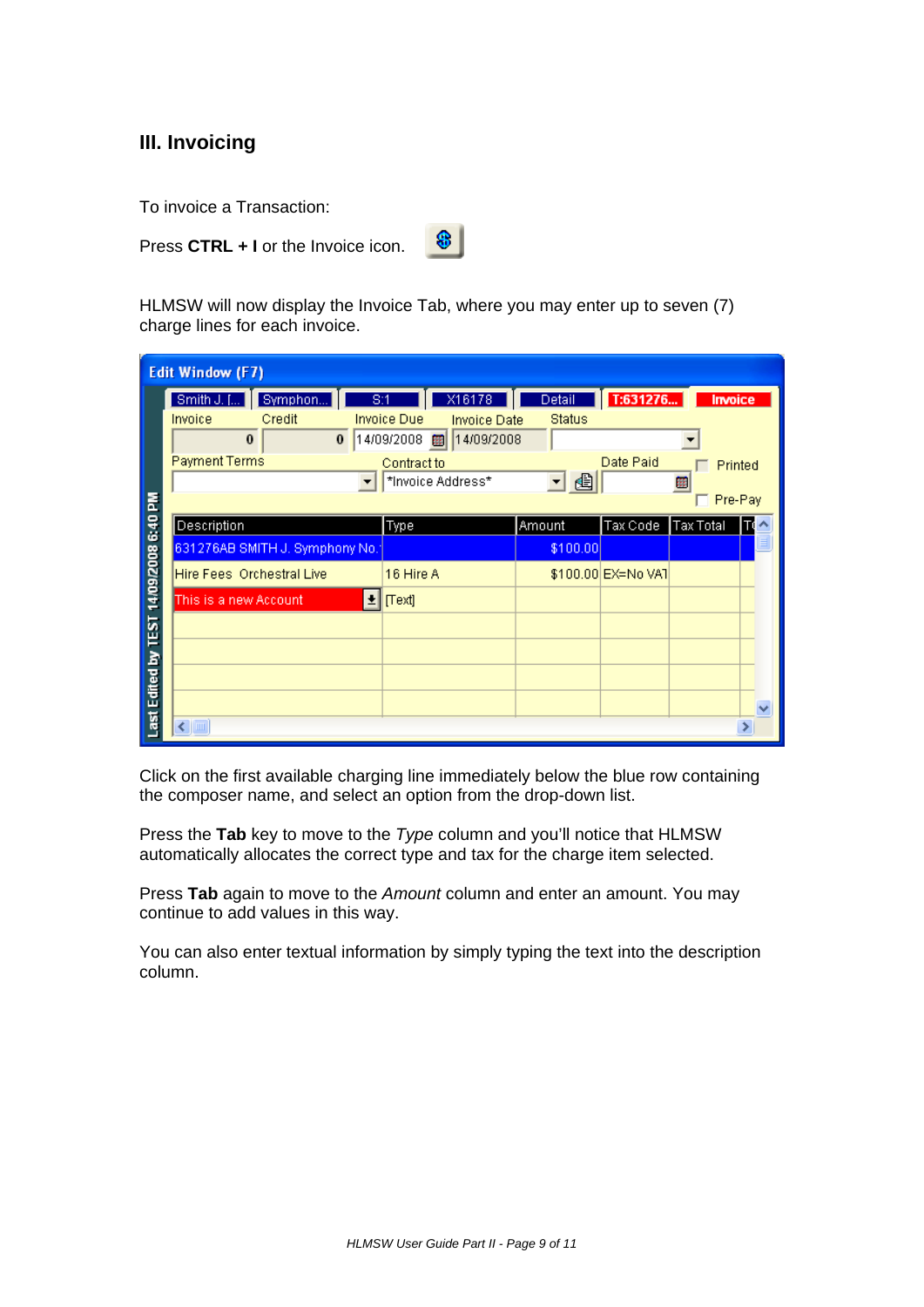## III. Invoicing

To invoice a Transaction:

Press **CTRL + I** or the Invoice icon.

HLMSW will now display the Invoice Tab, where you may enter up to seven (7) charge lines for each invoice.

Click on the first available charging line immediately below the blue row containing the composer name, and select an option from the drop-down list.

Press the **Tab** key to move to the *Type* column and you'll notice that HLMSW automatically allocates the correct type and tax for the charge item selected.

Press **Tab** again to move to the *Amount* column and enter an amount. You may continue to add values in this way.

You can also enter textual information by simply typing the text into the description column.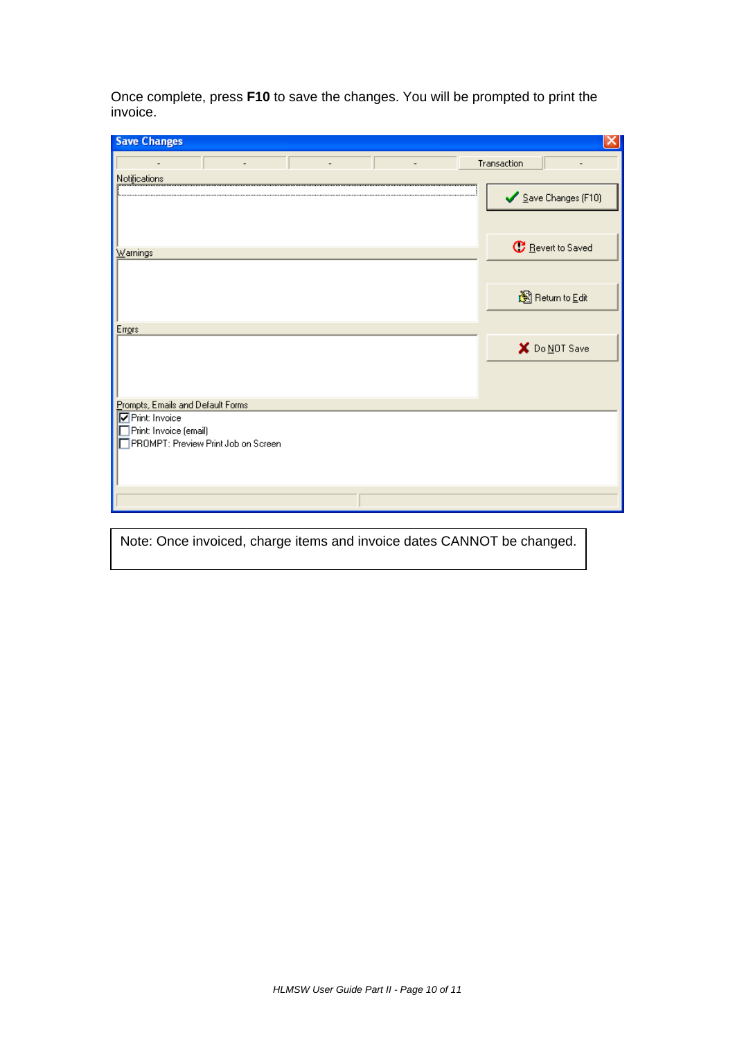Once complete, press **F10** to save the changes. You will be prompted to print the invoice.

Note: Once invoiced, charge items and invoice dates CANNOT be changed.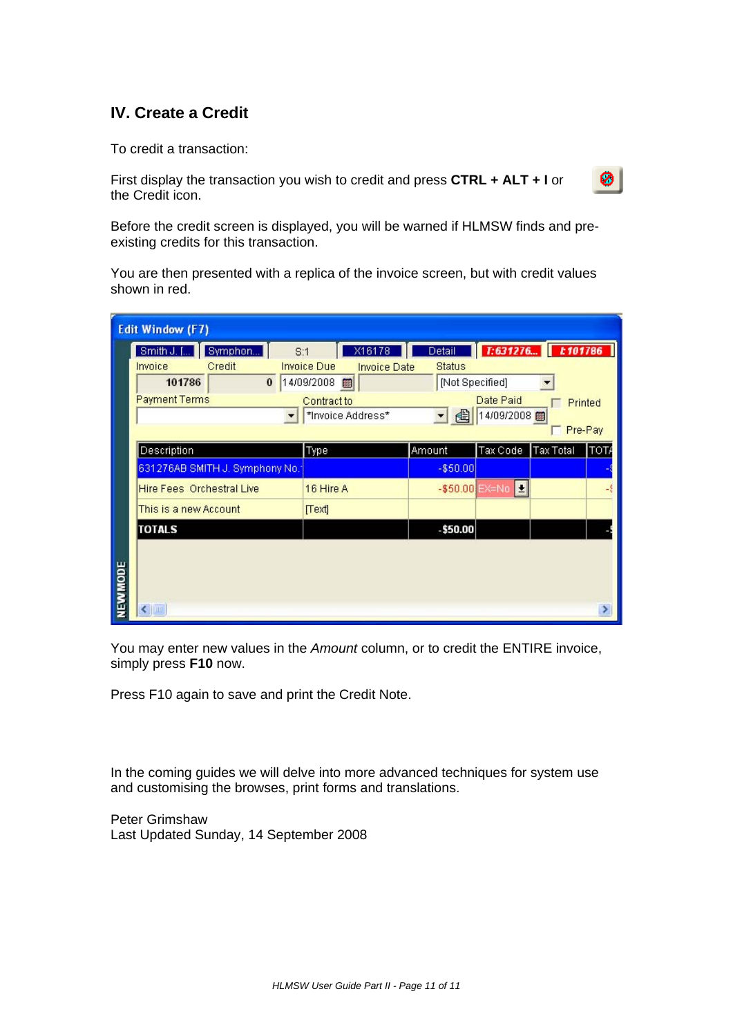## IV. Create a Credit

To credit a transaction:

First display the transaction you wish to credit and press **CTRL + ALT + I** or the Credit icon.

Before the credit screen is displayed, you will be warned if HLMSW finds and pre-existing credits for this transaction.

You are then presented with a replica of the invoice screen, but with credit values shown in red.

You may enter new values in the *Amount* column, or to credit the ENTIRE invoice, simply press **F10** now.

Press F10 again to save and print the Credit Note.

In the coming guides we will delve into more advanced techniques for system use and customising the browses, print forms and translations.

Peter Grimshaw
Last Updated Sunday, 14 September 2008